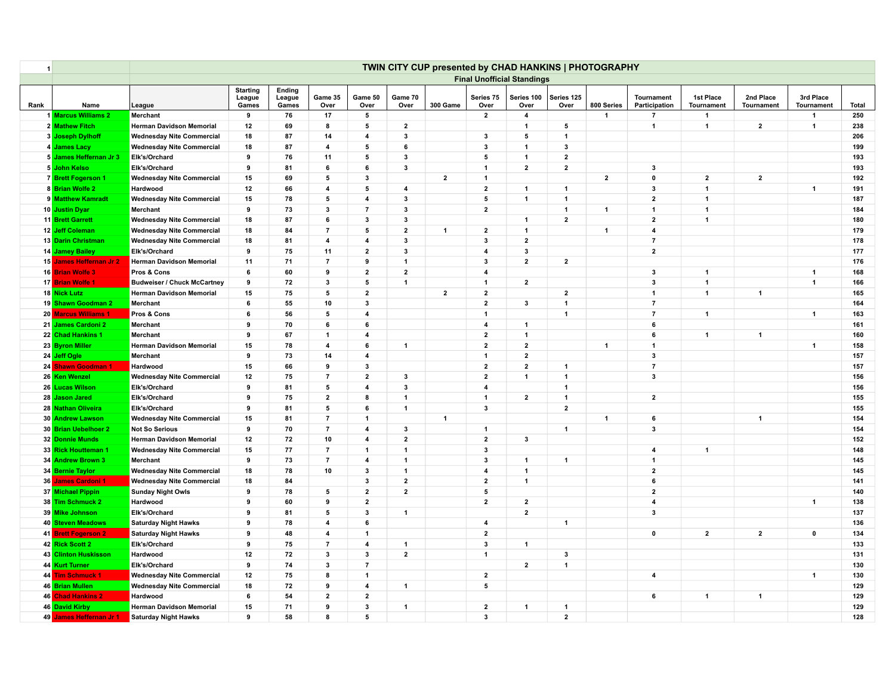# TWIN CITY CUP presented by CHAD HANKINS | PHOTOGRAPHY

## Final Unofficial Standings

| Rank | Name | League | Starting League Games | Ending League Games | Game 35 Over | Game 50 Over | Game 70 Over | 300 Game | Series 75 Over | Series 100 Over | Series 125 Over | 800 Series | Tournament Participation | 1st Place Tournament | 2nd Place Tournament | 3rd Place Tournament | Total |
|---|---|---|---|---|---|---|---|---|---|---|---|---|---|---|---|---|---|
| 1 | Marcus Williams 2 | Merchant | 9 | 76 | 17 | 5 | | | 2 | 4 | | 1 | 7 | 1 | | 1 | 250 |
| 2 | Mathew Fitch | Herman Davidson Memorial | 12 | 69 | 8 | 5 | 2 | | | 1 | 5 | | 1 | 1 | 2 | 1 | 238 |
| 3 | Joseph Dylhoff | Wednesday Nite Commercial | 18 | 87 | 14 | 4 | 3 | | 3 | 5 | 1 | | | | | | 206 |
| 4 | James Lacy | Wednesday Nite Commercial | 18 | 87 | 4 | 5 | 6 | | 3 | 1 | 3 | | | | | | 199 |
| 5 | James Heffernan Jr 3 | Elk's/Orchard | 9 | 76 | 11 | 5 | 3 | | 5 | 1 | 2 | | | | | | 193 |
| 5 | John Kelso | Elk's/Orchard | 9 | 81 | 6 | 6 | 3 | | 1 | 2 | 2 | | 3 | | | | 193 |
| 7 | Brett Fogerson 1 | Wednesday Nite Commercial | 15 | 69 | 5 | 3 | | 2 | 1 | | | 2 | 0 | 2 | 2 | | 192 |
| 8 | Brian Wolfe 2 | Hardwood | 12 | 66 | 4 | 5 | 4 | | 2 | 1 | 1 | | 3 | 1 | | 1 | 191 |
| 9 | Matthew Kamradt | Wednesday Nite Commercial | 15 | 78 | 5 | 4 | 3 | | 5 | 1 | 1 | | 2 | 1 | | | 187 |
| 10 | Justin Dyar | Merchant | 9 | 73 | 3 | 7 | 3 | | 2 | | 1 | 1 | 1 | 1 | | | 184 |
| 11 | Brett Garrett | Wednesday Nite Commercial | 18 | 87 | 6 | 3 | 3 | | | 1 | 2 | | 2 | 1 | | | 180 |
| 12 | Jeff Coleman | Wednesday Nite Commercial | 18 | 84 | 7 | 5 | 2 | 1 | 2 | 1 | | 1 | 4 | | | | 179 |
| 13 | Darin Christman | Wednesday Nite Commercial | 18 | 81 | 4 | 4 | 3 | | 3 | 2 | | | 7 | | | | 178 |
| 14 | Jamey Bailey | Elk's/Orchard | 9 | 75 | 11 | 2 | 3 | | 4 | 3 | | | 2 | | | | 177 |
| 15 | James Heffernan Jr 2 | Herman Davidson Memorial | 11 | 71 | 7 | 9 | 1 | | 3 | 2 | 2 | | | | | | 176 |
| 16 | Brian Wolfe 3 | Pros & Cons | 6 | 60 | 9 | 2 | 2 | | 4 | | | | 3 | 1 | | 1 | 168 |
| 17 | Brian Wolfe 1 | Budweiser / Chuck McCartney | 9 | 72 | 3 | 5 | 1 | | 1 | 2 | | | 3 | 1 | | 1 | 166 |
| 18 | Nick Lutz | Herman Davidson Memorial | 15 | 75 | 5 | 2 | | 2 | 2 | | 2 | | 1 | 1 | 1 | | 165 |
| 19 | Shawn Goodman 2 | Merchant | 6 | 55 | 10 | 3 | | | 2 | 3 | 1 | | 7 | | | | 164 |
| 20 | Marcus Williams 1 | Pros & Cons | 6 | 56 | 5 | 4 | | | 1 | | 1 | | 7 | 1 | | 1 | 163 |
| 21 | James Cardoni 2 | Merchant | 9 | 70 | 6 | 6 | | | 4 | 1 | | | 6 | | | | 161 |
| 22 | Chad Hankins 1 | Merchant | 9 | 67 | 1 | 4 | | | 2 | 1 | | | 6 | 1 | 1 | | 160 |
| 23 | Byron Miller | Herman Davidson Memorial | 15 | 78 | 4 | 6 | 1 | | 2 | 2 | | 1 | 1 | | | 1 | 158 |
| 24 | Jeff Ogle | Merchant | 9 | 73 | 14 | 4 | | | 1 | 2 | | | 3 | | | | 157 |
| 24 | Shawn Goodman 1 | Hardwood | 15 | 66 | 9 | 3 | | | 2 | 2 | 1 | | 7 | | | | 157 |
| 26 | Ken Wenzel | Wednesday Nite Commercial | 12 | 75 | 7 | 2 | 3 | | 2 | 1 | 1 | | 3 | | | | 156 |
| 26 | Lucas Wilson | Elk's/Orchard | 9 | 81 | 5 | 4 | 3 | | 4 | | 1 | | | | | | 156 |
| 28 | Jason Jared | Elk's/Orchard | 9 | 75 | 2 | 8 | 1 | | 1 | 2 | 1 | | 2 | | | | 155 |
| 28 | Nathan Oliveira | Elk's/Orchard | 9 | 81 | 5 | 6 | 1 | | 3 | | 2 | | | | | | 155 |
| 30 | Andrew Lawson | Wednesday Nite Commercial | 15 | 81 | 7 | 1 | | 1 | | | | 1 | 6 | | 1 | | 154 |
| 30 | Brian Uebelhoer 2 | Not So Serious | 9 | 70 | 7 | 4 | 3 | | 1 | | 1 | | 3 | | | | 154 |
| 32 | Donnie Munds | Herman Davidson Memorial | 12 | 72 | 10 | 4 | 2 | | 2 | 3 | | | | | | | 152 |
| 33 | Rick Houtteman 1 | Wednesday Nite Commercial | 15 | 77 | 7 | 1 | 1 | | 3 | | | | 4 | 1 | | | 148 |
| 34 | Andrew Brown 3 | Merchant | 9 | 73 | 7 | 4 | 1 | | 3 | 1 | 1 | | 1 | | | | 145 |
| 34 | Bernie Taylor | Wednesday Nite Commercial | 18 | 78 | 10 | 3 | 1 | | 4 | 1 | | | 2 | | | | 145 |
| 36 | James Cardoni 1 | Wednesday Nite Commercial | 18 | 84 | | 3 | 2 | | 2 | 1 | | | 6 | | | | 141 |
| 37 | Michael Pippin | Sunday Night Owls | 9 | 78 | 5 | 2 | 2 | | 5 | | | | 2 | | | | 140 |
| 38 | Tim Schmuck 2 | Hardwood | 9 | 60 | 9 | 2 | | | 2 | 2 | | | 4 | | | 1 | 138 |
| 39 | Mike Johnson | Elk's/Orchard | 9 | 81 | 5 | 3 | 1 | | | 2 | | | 3 | | | | 137 |
| 40 | Steven Meadows | Saturday Night Hawks | 9 | 78 | 4 | 6 | | | 4 | | 1 | | | | | | 136 |
| 41 | Brett Fogerson 2 | Saturday Night Hawks | 9 | 48 | 4 | 1 | | | 2 | | | | 0 | 2 | 2 | 0 | 134 |
| 42 | Rick Scott 2 | Elk's/Orchard | 9 | 75 | 7 | 4 | 1 | | 3 | 1 | | | | | | | 133 |
| 43 | Clinton Huskisson | Hardwood | 12 | 72 | 3 | 3 | 2 | | 1 | | 3 | | | | | | 131 |
| 44 | Kurt Turner | Elk's/Orchard | 9 | 74 | 3 | 7 | | | | 2 | 1 | | | | | | 130 |
| 44 | Tim Schmuck 1 | Wednesday Nite Commercial | 12 | 75 | 8 | 1 | | | 2 | | | | 4 | | | 1 | 130 |
| 46 | Brian Mullen | Wednesday Nite Commercial | 18 | 72 | 9 | 4 | 1 | | 5 | | | | | | | | 129 |
| 46 | Chad Hankins 2 | Hardwood | 6 | 54 | 2 | 2 | | | | | | | 6 | 1 | 1 | | 129 |
| 46 | David Kirby | Herman Davidson Memorial | 15 | 71 | 9 | 3 | 1 | | 2 | 1 | 1 | | | | | | 129 |
| 49 | James Heffernan Jr 1 | Saturday Night Hawks | 9 | 58 | 8 | 5 | | | 3 | | 2 | | | | | | 128 |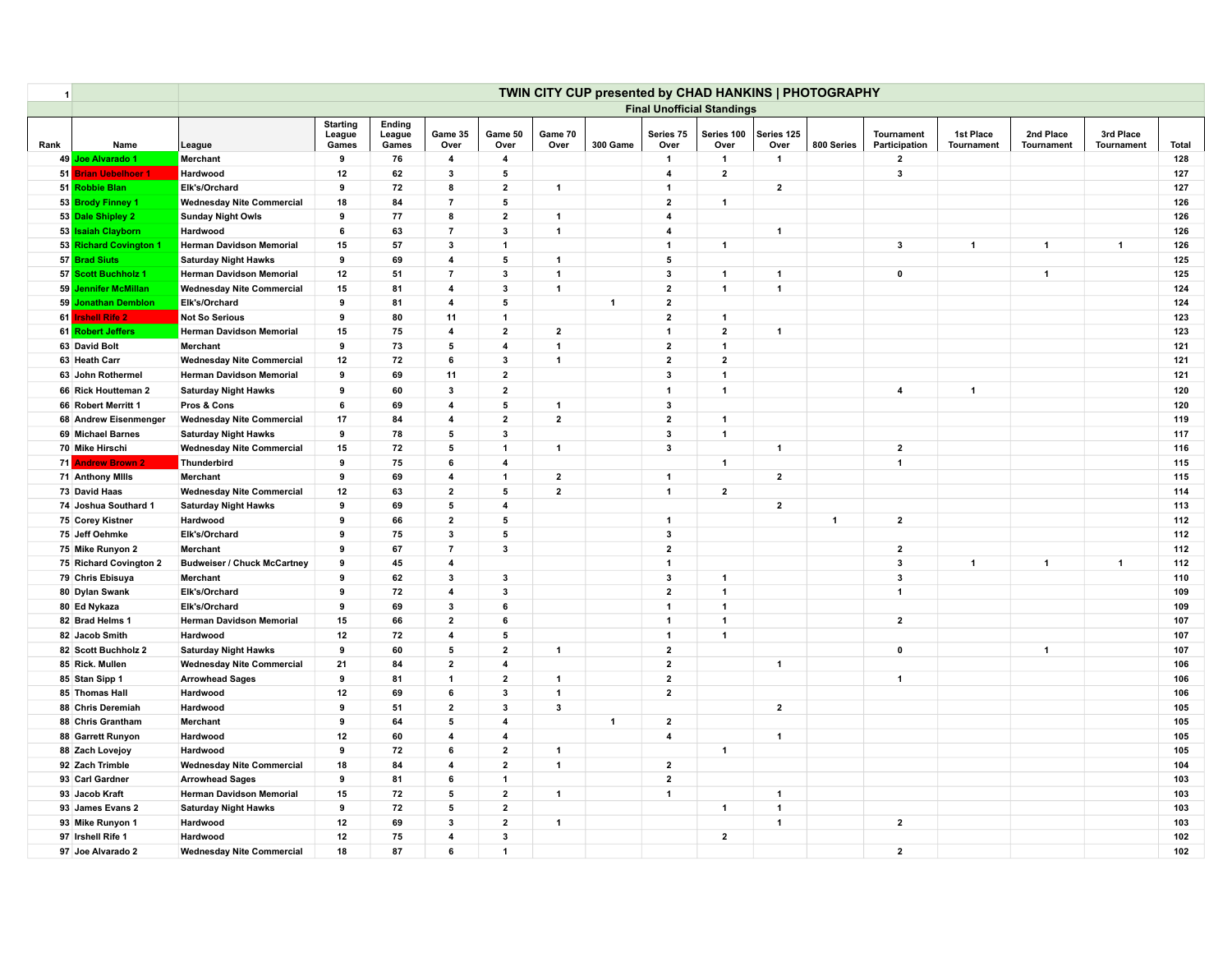| 1 | | TWIN CITY CUP presented by CHAD HANKINS \| PHOTOGRAPHY | | | | | | | | | | | | | | | | |
|---|---|---|---|---|---|---|---|---|---|---|---|---|---|---|---|---|---|
| | | Final Unofficial Standings | | | | | | | | | | | | | | | |
| Rank | Name | League | Starting League Games | Ending League Games | Game 35 Over | Game 50 Over | Game 70 Over | 300 Game | Series 75 Over | Series 100 Over | Series 125 Over | 800 Series | Tournament Participation | 1st Place Tournament | 2nd Place Tournament | 3rd Place Tournament | Total |
| 49 | Joe Alvarado 1 | Merchant | 9 | 76 | 4 | 4 | | | 1 | 1 | 1 | | 2 | | | | 128 |
| 51 | Brian Uebelhoer 1 | Hardwood | 12 | 62 | 3 | 5 | | | 4 | 2 | | | 3 | | | | 127 |
| 51 | Robbie Bian | Elk's/Orchard | 9 | 72 | 8 | 2 | 1 | | 1 | | 2 | | | | | | 127 |
| 53 | Brody Finney 1 | Wednesday Nite Commercial | 18 | 84 | 7 | 5 | | | 2 | 1 | | | | | | | 126 |
| 53 | Dale Shipley 2 | Sunday Night Owls | 9 | 77 | 8 | 2 | 1 | | 4 | | | | | | | | 126 |
| 53 | Isaiah Clayborn | Hardwood | 6 | 63 | 7 | 3 | 1 | | 4 | | 1 | | | | | | 126 |
| 53 | Richard Covington 1 | Herman Davidson Memorial | 15 | 57 | 3 | 1 | | | 1 | 1 | | | 3 | 1 | 1 | 1 | 126 |
| 57 | Brad Siuts | Saturday Night Hawks | 9 | 69 | 4 | 5 | 1 | | 5 | | | | | | | | 125 |
| 57 | Scott Buchholz 1 | Herman Davidson Memorial | 12 | 51 | 7 | 3 | 1 | | 3 | 1 | 1 | | 0 | | 1 | | 125 |
| 59 | Jennifer McMillan | Wednesday Nite Commercial | 15 | 81 | 4 | 3 | 1 | | 2 | 1 | 1 | | | | | | 124 |
| 59 | Jonathan Demblon | Elk's/Orchard | 9 | 81 | 4 | 5 | | 1 | 2 | | | | | | | | 124 |
| 61 | Irshell Rife 2 | Not So Serious | 9 | 80 | 11 | 1 | | | 2 | 1 | | | | | | | 123 |
| 61 | Robert Jeffers | Herman Davidson Memorial | 15 | 75 | 4 | 2 | 2 | | 1 | 2 | 1 | | | | | | 123 |
| 63 | David Bolt | Merchant | 9 | 73 | 5 | 4 | 1 | | 2 | 1 | | | | | | | 121 |
| 63 | Heath Carr | Wednesday Nite Commercial | 12 | 72 | 6 | 3 | 1 | | 2 | 2 | | | | | | | 121 |
| 63 | John Rothermel | Herman Davidson Memorial | 9 | 69 | 11 | 2 | | | 3 | 1 | | | | | | | 121 |
| 66 | Rick Houtteman 2 | Saturday Night Hawks | 9 | 60 | 3 | 2 | | | 1 | 1 | | | 4 | 1 | | | 120 |
| 66 | Robert Merritt 1 | Pros & Cons | 6 | 69 | 4 | 5 | 1 | | 3 | | | | | | | | 120 |
| 68 | Andrew Eisenmenger | Wednesday Nite Commercial | 17 | 84 | 4 | 2 | 2 | | 2 | 1 | | | | | | | 119 |
| 69 | Michael Barnes | Saturday Night Hawks | 9 | 78 | 5 | 3 | | | 3 | 1 | | | | | | | 117 |
| 70 | Mike Hirschi | Wednesday Nite Commercial | 15 | 72 | 5 | 1 | 1 | | 3 | | 1 | | 2 | | | | 116 |
| 71 | Andrew Brown 2 | Thunderbird | 9 | 75 | 6 | 4 | | | | 1 | | | 1 | | | | 115 |
| 71 | Anthony MIlls | Merchant | 9 | 69 | 4 | 1 | 2 | | 1 | | 2 | | | | | | 115 |
| 73 | David Haas | Wednesday Nite Commercial | 12 | 63 | 2 | 5 | 2 | | 1 | 2 | | | | | | | 114 |
| 74 | Joshua Southard 1 | Saturday Night Hawks | 9 | 69 | 5 | 4 | | | | | 2 | | | | | | 113 |
| 75 | Corey Kistner | Hardwood | 9 | 66 | 2 | 5 | | | 1 | | | 1 | 2 | | | | 112 |
| 75 | Jeff Oehmke | Elk's/Orchard | 9 | 75 | 3 | 5 | | | 3 | | | | | | | | 112 |
| 75 | Mike Runyon 2 | Merchant | 9 | 67 | 7 | 3 | | | 2 | | | | 2 | | | | 112 |
| 75 | Richard Covington 2 | Budweiser / Chuck McCartney | 9 | 45 | 4 | | | | 1 | | | | 3 | 1 | 1 | 1 | 112 |
| 79 | Chris Ebisuya | Merchant | 9 | 62 | 3 | 3 | | | 3 | 1 | | | 3 | | | | 110 |
| 80 | Dylan Swank | Elk's/Orchard | 9 | 72 | 4 | 3 | | | 2 | 1 | | | 1 | | | | 109 |
| 80 | Ed Nykaza | Elk's/Orchard | 9 | 69 | 3 | 6 | | | 1 | 1 | | | | | | | 109 |
| 82 | Brad Helms 1 | Herman Davidson Memorial | 15 | 66 | 2 | 6 | | | 1 | 1 | | | 2 | | | | 107 |
| 82 | Jacob Smith | Hardwood | 12 | 72 | 4 | 5 | | | 1 | 1 | | | | | | | 107 |
| 82 | Scott Buchholz 2 | Saturday Night Hawks | 9 | 60 | 5 | 2 | 1 | | 2 | | | | 0 | | 1 | | 107 |
| 85 | Rick. Mullen | Wednesday Nite Commercial | 21 | 84 | 2 | 4 | | | 2 | | 1 | | | | | | 106 |
| 85 | Stan Sipp 1 | Arrowhead Sages | 9 | 81 | 1 | 2 | 1 | | 2 | | | | 1 | | | | 106 |
| 85 | Thomas Hall | Hardwood | 12 | 69 | 6 | 3 | 1 | | 2 | | | | | | | | 106 |
| 88 | Chris Deremiah | Hardwood | 9 | 51 | 2 | 3 | 3 | | | | 2 | | | | | | 105 |
| 88 | Chris Grantham | Merchant | 9 | 64 | 5 | 4 | | 1 | 2 | | | | | | | | 105 |
| 88 | Garrett Runyon | Hardwood | 12 | 60 | 4 | 4 | | | 4 | | 1 | | | | | | 105 |
| 88 | Zach Lovejoy | Hardwood | 9 | 72 | 6 | 2 | 1 | | | 1 | | | | | | | 105 |
| 92 | Zach Trimble | Wednesday Nite Commercial | 18 | 84 | 4 | 2 | 1 | | 2 | | | | | | | | 104 |
| 93 | Carl Gardner | Arrowhead Sages | 9 | 81 | 6 | 1 | | | 2 | | | | | | | | 103 |
| 93 | Jacob Kraft | Herman Davidson Memorial | 15 | 72 | 5 | 2 | 1 | | 1 | | 1 | | | | | | 103 |
| 93 | James Evans 2 | Saturday Night Hawks | 9 | 72 | 5 | 2 | | | | 1 | 1 | | | | | | 103 |
| 93 | Mike Runyon 1 | Hardwood | 12 | 69 | 3 | 2 | 1 | | | | 1 | | 2 | | | | 103 |
| 97 | Irshell Rife 1 | Hardwood | 12 | 75 | 4 | 3 | | | | 2 | | | | | | | 102 |
| 97 | Joe Alvarado 2 | Wednesday Nite Commercial | 18 | 87 | 6 | 1 | | | | | | | 2 | | | | 102 |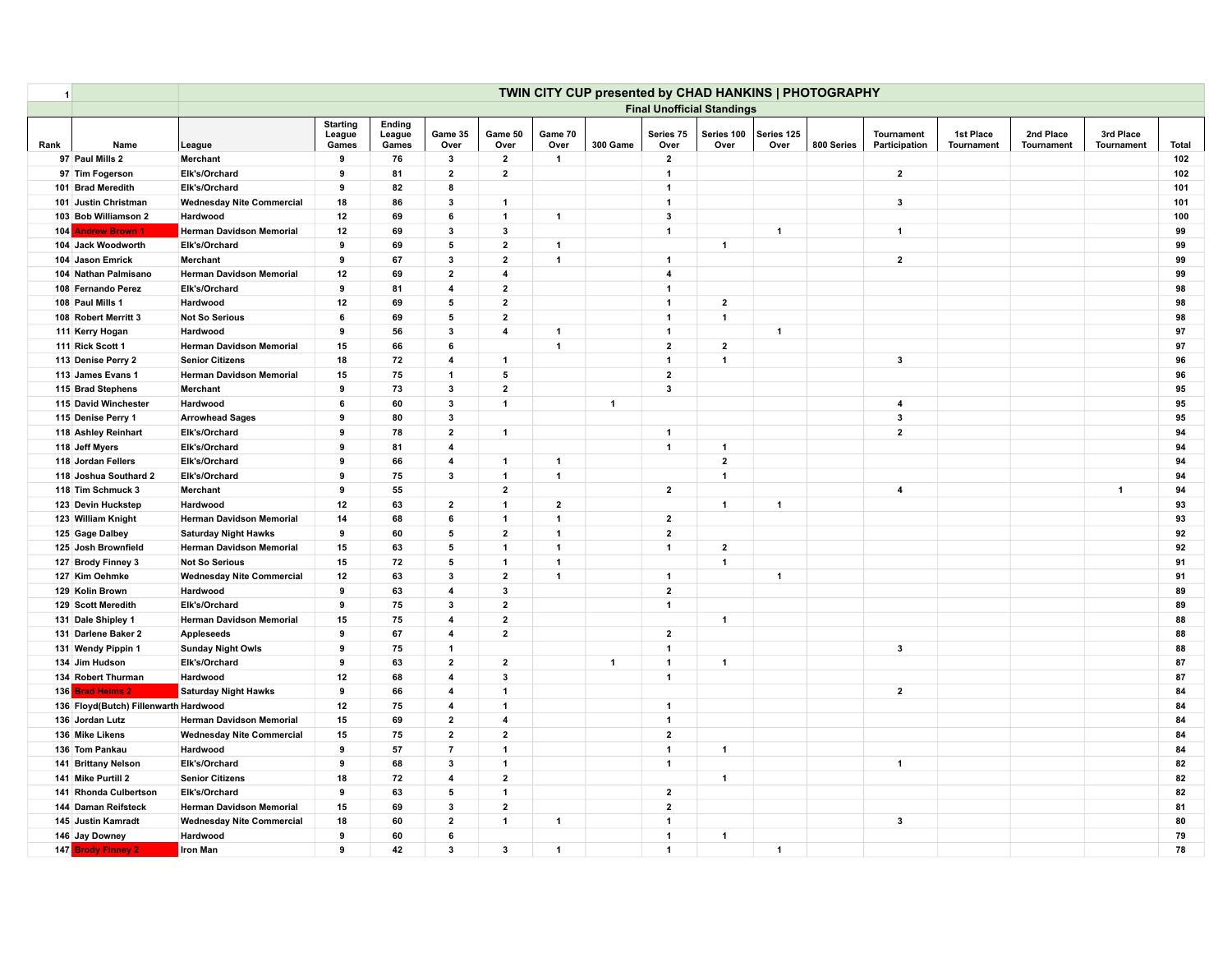| 1 | | TWIN CITY CUP presented by CHAD HANKINS \| PHOTOGRAPHY | | | | | | | | | | | | | | | |
|---|---|---|---|---|---|---|---|---|---|---|---|---|---|---|---|---|
| | | Final Unofficial Standings | | | | | | | | | | | | | | |
| Rank | Name | League | Starting League Games | Ending League Games | Game 35 Over | Game 50 Over | Game 70 Over | 300 Game | Series 75 Over | Series 100 Over | Series 125 Over | 800 Series | Tournament Participation | 1st Place Tournament | 2nd Place Tournament | 3rd Place Tournament | Total |
| 97 | Paul Mills 2 | Merchant | 9 | 76 | 3 | 2 | 1 | | 2 | | | | | | | | 102 |
| 97 | Tim Fogerson | Elk's/Orchard | 9 | 81 | 2 | 2 | | | 1 | | | | 2 | | | | 102 |
| 101 | Brad Meredith | Elk's/Orchard | 9 | 82 | 8 | | | | 1 | | | | | | | | 101 |
| 101 | Justin Christman | Wednesday Nite Commercial | 18 | 86 | 3 | 1 | | | 1 | | | | 3 | | | | 101 |
| 103 | Bob Williamson 2 | Hardwood | 12 | 69 | 6 | 1 | 1 | | 3 | | | | | | | | 100 |
| 104 | Andrew Brown 1 | Herman Davidson Memorial | 12 | 69 | 3 | 3 | | | 1 | | 1 | | 1 | | | | 99 |
| 104 | Jack Woodworth | Elk's/Orchard | 9 | 69 | 5 | 2 | 1 | | | 1 | | | | | | | 99 |
| 104 | Jason Emrick | Merchant | 9 | 67 | 3 | 2 | 1 | | 1 | | | | 2 | | | | 99 |
| 104 | Nathan Palmisano | Herman Davidson Memorial | 12 | 69 | 2 | 4 | | | 4 | | | | | | | | 99 |
| 108 | Fernando Perez | Elk's/Orchard | 9 | 81 | 4 | 2 | | | 1 | | | | | | | | 98 |
| 108 | Paul Mills 1 | Hardwood | 12 | 69 | 5 | 2 | | | 1 | 2 | | | | | | | 98 |
| 108 | Robert Merritt 3 | Not So Serious | 6 | 69 | 5 | 2 | | | 1 | 1 | | | | | | | 98 |
| 111 | Kerry Hogan | Hardwood | 9 | 56 | 3 | 4 | 1 | | 1 | | 1 | | | | | | 97 |
| 111 | Rick Scott 1 | Herman Davidson Memorial | 15 | 66 | 6 | | 1 | | 2 | 2 | | | | | | | 97 |
| 113 | Denise Perry 2 | Senior Citizens | 18 | 72 | 4 | 1 | | | 1 | 1 | | | 3 | | | | 96 |
| 113 | James Evans 1 | Herman Davidson Memorial | 15 | 75 | 1 | 5 | | | 2 | | | | | | | | 96 |
| 115 | Brad Stephens | Merchant | 9 | 73 | 3 | 2 | | | 3 | | | | | | | | 95 |
| 115 | David Winchester | Hardwood | 6 | 60 | 3 | 1 | | 1 | | | | | 4 | | | | 95 |
| 115 | Denise Perry 1 | Arrowhead Sages | 9 | 80 | 3 | | | | | | | | 3 | | | | 95 |
| 118 | Ashley Reinhart | Elk's/Orchard | 9 | 78 | 2 | 1 | | | 1 | | | | 2 | | | | 94 |
| 118 | Jeff Myers | Elk's/Orchard | 9 | 81 | 4 | | | | 1 | 1 | | | | | | | 94 |
| 118 | Jordan Fellers | Elk's/Orchard | 9 | 66 | 4 | 1 | 1 | | | 2 | | | | | | | 94 |
| 118 | Joshua Southard 2 | Elk's/Orchard | 9 | 75 | 3 | 1 | 1 | | | 1 | | | | | | | 94 |
| 118 | Tim Schmuck 3 | Merchant | 9 | 55 | | 2 | | | 2 | | | | 4 | | | 1 | 94 |
| 123 | Devin Huckstep | Hardwood | 12 | 63 | 2 | 1 | 2 | | | 1 | 1 | | | | | | 93 |
| 123 | William Knight | Herman Davidson Memorial | 14 | 68 | 6 | 1 | 1 | | 2 | | | | | | | | 93 |
| 125 | Gage Dalbey | Saturday Night Hawks | 9 | 60 | 5 | 2 | 1 | | 2 | | | | | | | | 92 |
| 125 | Josh Brownfield | Herman Davidson Memorial | 15 | 63 | 5 | 1 | 1 | | 1 | 2 | | | | | | | 92 |
| 127 | Brody Finney 3 | Not So Serious | 15 | 72 | 5 | 1 | 1 | | | 1 | | | | | | | 91 |
| 127 | Kim Oehmke | Wednesday Nite Commercial | 12 | 63 | 3 | 2 | 1 | | 1 | | 1 | | | | | | 91 |
| 129 | Kolin Brown | Hardwood | 9 | 63 | 4 | 3 | | | 2 | | | | | | | | 89 |
| 129 | Scott Meredith | Elk's/Orchard | 9 | 75 | 3 | 2 | | | 1 | | | | | | | | 89 |
| 131 | Dale Shipley 1 | Herman Davidson Memorial | 15 | 75 | 4 | 2 | | | | 1 | | | | | | | 88 |
| 131 | Darlene Baker 2 | Appleseeds | 9 | 67 | 4 | 2 | | | 2 | | | | | | | | 88 |
| 131 | Wendy Pippin 1 | Sunday Night Owls | 9 | 75 | 1 | | | | 1 | | | | 3 | | | | 88 |
| 134 | Jim Hudson | Elk's/Orchard | 9 | 63 | 2 | 2 | | 1 | 1 | 1 | | | | | | | 87 |
| 134 | Robert Thurman | Hardwood | 12 | 68 | 4 | 3 | | | 1 | | | | | | | | 87 |
| 136 | Brad Helms 2 | Saturday Night Hawks | 9 | 66 | 4 | 1 | | | | | | | 2 | | | | 84 |
| 136 | Floyd(Butch) Fillenwarth | Hardwood | 12 | 75 | 4 | 1 | | | 1 | | | | | | | | 84 |
| 136 | Jordan Lutz | Herman Davidson Memorial | 15 | 69 | 2 | 4 | | | 1 | | | | | | | | 84 |
| 136 | Mike Likens | Wednesday Nite Commercial | 15 | 75 | 2 | 2 | | | 2 | | | | | | | | 84 |
| 136 | Tom Pankau | Hardwood | 9 | 57 | 7 | 1 | | | 1 | 1 | | | | | | | 84 |
| 141 | Brittany Nelson | Elk's/Orchard | 9 | 68 | 3 | 1 | | | 1 | | | | 1 | | | | 82 |
| 141 | Mike Purtill 2 | Senior Citizens | 18 | 72 | 4 | 2 | | | | 1 | | | | | | | 82 |
| 141 | Rhonda Culbertson | Elk's/Orchard | 9 | 63 | 5 | 1 | | | 2 | | | | | | | | 82 |
| 144 | Daman Reifsteck | Herman Davidson Memorial | 15 | 69 | 3 | 2 | | | 2 | | | | | | | | 81 |
| 145 | Justin Kamradt | Wednesday Nite Commercial | 18 | 60 | 2 | 1 | 1 | | 1 | | | | 3 | | | | 80 |
| 146 | Jay Downey | Hardwood | 9 | 60 | 6 | | | | 1 | 1 | | | | | | | 79 |
| 147 | Brody Finney 2 | Iron Man | 9 | 42 | 3 | 3 | 1 | | 1 | | 1 | | | | | | 78 |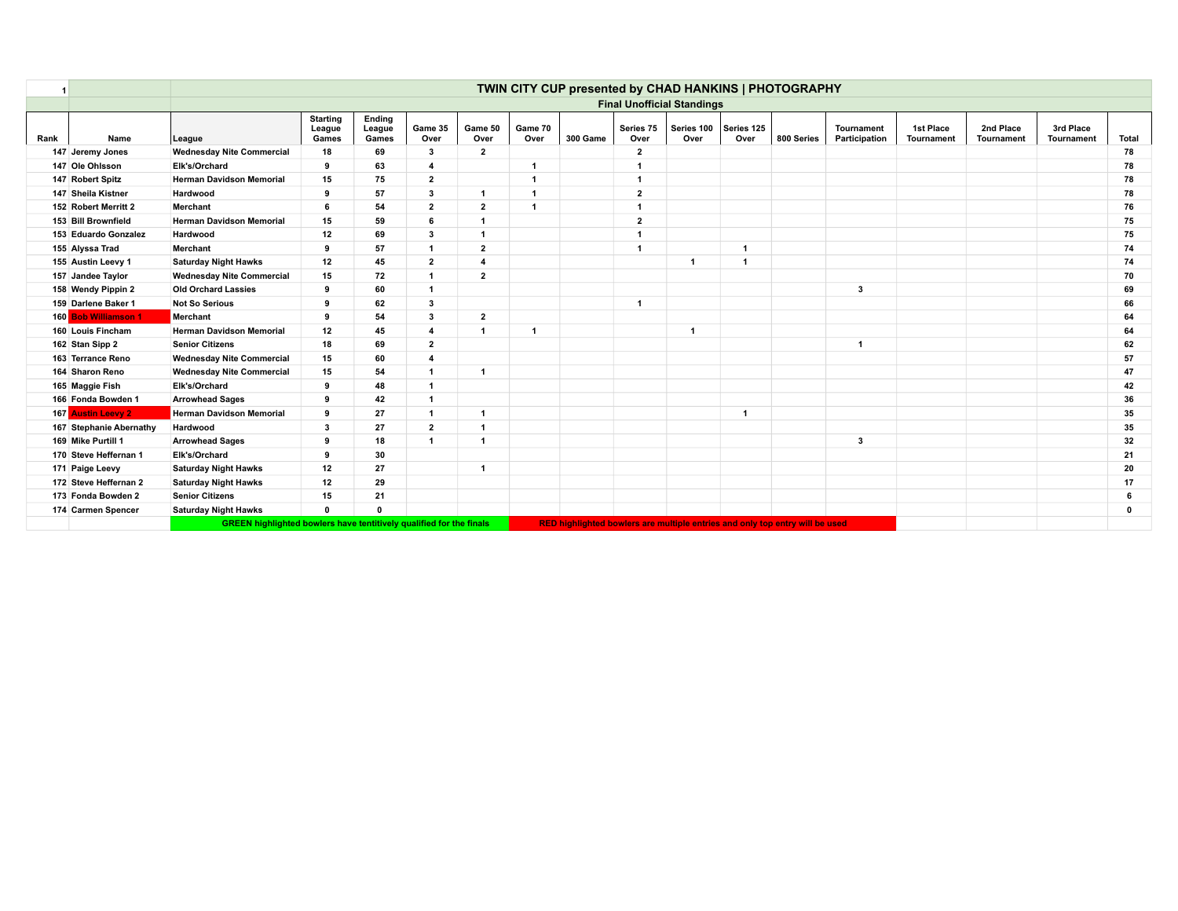| Rank | Name | League | Starting League Games | Ending League Games | Game 35 Over | Game 50 Over | Game 70 Over | 300 Game | Series 75 Over | Series 100 Over | Series 125 Over | 800 Series | Tournament Participation | 1st Place Tournament | 2nd Place Tournament | 3rd Place Tournament | Total |
|---|---|---|---|---|---|---|---|---|---|---|---|---|---|---|---|---|---|
| | | **TWIN CITY CUP presented by CHAD HANKINS \| PHOTOGRAPHY** | | | | | | | | | | | | | | | |
| | | **Final Unofficial Standings** | | | | | | | | | | | | | | | |
| 147 | Jeremy Jones | Wednesday Nite Commercial | 18 | 69 | 3 | 2 | | | 2 | | | | | | | | 78 |
| 147 | Ole Ohlsson | Elk's/Orchard | 9 | 63 | 4 | | 1 | | 1 | | | | | | | | 78 |
| 147 | Robert Spitz | Herman Davidson Memorial | 15 | 75 | 2 | | 1 | | 1 | | | | | | | | 78 |
| 147 | Sheila Kistner | Hardwood | 9 | 57 | 3 | 1 | 1 | | 2 | | | | | | | | 78 |
| 152 | Robert Merritt 2 | Merchant | 6 | 54 | 2 | 2 | 1 | | 1 | | | | | | | | 76 |
| 153 | Bill Brownfield | Herman Davidson Memorial | 15 | 59 | 6 | 1 | | | 2 | | | | | | | | 75 |
| 153 | Eduardo Gonzalez | Hardwood | 12 | 69 | 3 | 1 | | | 1 | | | | | | | | 75 |
| 155 | Alyssa Trad | Merchant | 9 | 57 | 1 | 2 | | | 1 | | 1 | | | | | | 74 |
| 155 | Austin Leevy 1 | Saturday Night Hawks | 12 | 45 | 2 | 4 | | | | 1 | 1 | | | | | | 74 |
| 157 | Jandee Taylor | Wednesday Nite Commercial | 15 | 72 | 1 | 2 | | | | | | | | | | | 70 |
| 158 | Wendy Pippin 2 | Old Orchard Lassies | 9 | 60 | 1 | | | | | | | | 3 | | | | 69 |
| 159 | Darlene Baker 1 | Not So Serious | 9 | 62 | 3 | | | | 1 | | | | | | | | 66 |
| 160 | Bob Williamson 1 | Merchant | 9 | 54 | 3 | 2 | | | | | | | | | | | 64 |
| 160 | Louis Fincham | Herman Davidson Memorial | 12 | 45 | 4 | 1 | 1 | | | 1 | | | | | | | 64 |
| 162 | Stan Sipp 2 | Senior Citizens | 18 | 69 | 2 | | | | | | | | 1 | | | | 62 |
| 163 | Terrance Reno | Wednesday Nite Commercial | 15 | 60 | 4 | | | | | | | | | | | | 57 |
| 164 | Sharon Reno | Wednesday Nite Commercial | 15 | 54 | 1 | 1 | | | | | | | | | | | 47 |
| 165 | Maggie Fish | Elk's/Orchard | 9 | 48 | 1 | | | | | | | | | | | | 42 |
| 166 | Fonda Bowden 1 | Arrowhead Sages | 9 | 42 | 1 | | | | | | | | | | | | 36 |
| 167 | Austin Leevy 2 | Herman Davidson Memorial | 9 | 27 | 1 | 1 | | | | | 1 | | | | | | 35 |
| 167 | Stephanie Abernathy | Hardwood | 3 | 27 | 2 | 1 | | | | | | | | | | | 35 |
| 169 | Mike Purtill 1 | Arrowhead Sages | 9 | 18 | 1 | 1 | | | | | | | 3 | | | | 32 |
| 170 | Steve Heffernan 1 | Elk's/Orchard | 9 | 30 | | | | | | | | | | | | | 21 |
| 171 | Paige Leevy | Saturday Night Hawks | 12 | 27 | | 1 | | | | | | | | | | | 20 |
| 172 | Steve Heffernan 2 | Saturday Night Hawks | 12 | 29 | | | | | | | | | | | | | 17 |
| 173 | Fonda Bowden 2 | Senior Citizens | 15 | 21 | | | | | | | | | | | | | 6 |
| 174 | Carmen Spencer | Saturday Night Hawks | 0 | 0 | | | | | | | | | | | | | 0 |

GREEN highlighted bowlers have tentitively qualified for the finals

RED highlighted bowlers are multiple entries and only top entry will be used